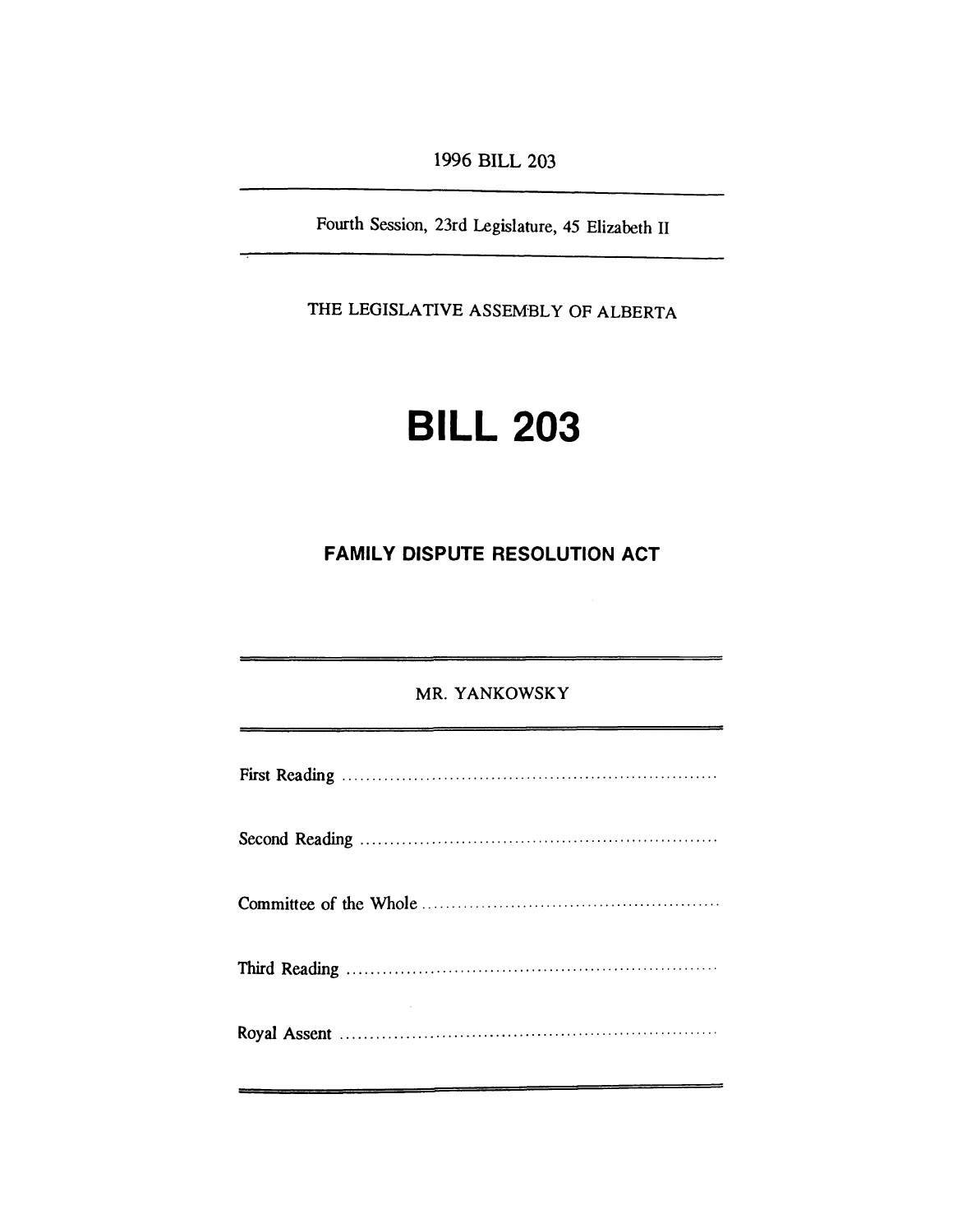1996 BILL 203

Fourth Session, 23rd Legislature, 45 Elizabeth II

THE LEGISLATIVE ASSEMBLY OF ALBERTA

# BILL 203

## FAMILY DISPUTE RESOLUTION ACT

MR. YANKOWSKY

First Reading ..............................................................

Second Reading ..............................................................

Committee of the Whole ..............................................................

Third Reading ..............................................................

Royal Assent ..............................................................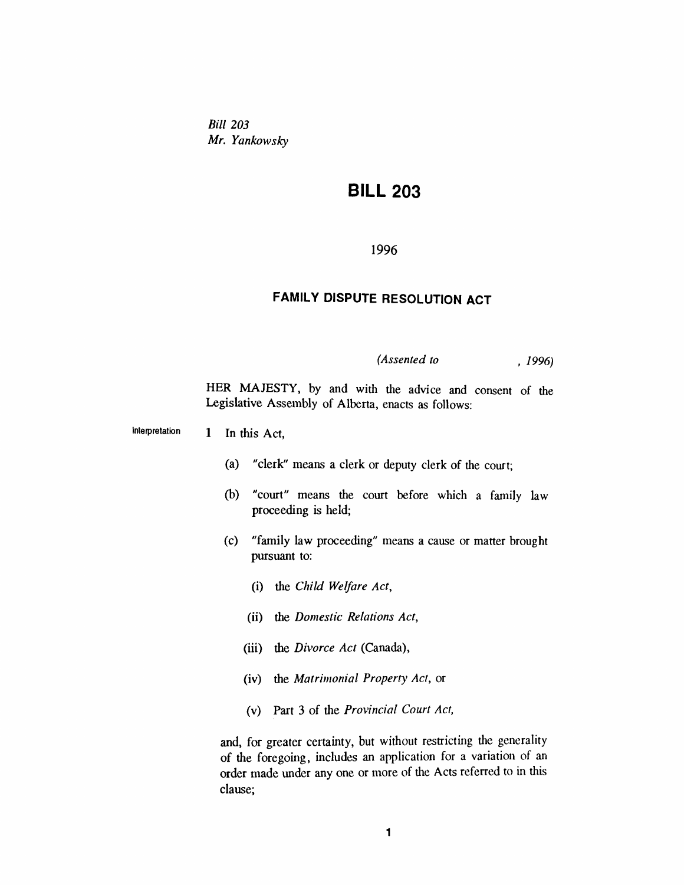*Bill 203*
*Mr. Yankowsky*

# BILL 203

1996

## FAMILY DISPUTE RESOLUTION ACT

*(Assented to , 1996)*

HER MAJESTY, by and with the advice and consent of the Legislative Assembly of Alberta, enacts as follows:

Interpretation

**1** In this Act,

(a) "clerk" means a clerk or deputy clerk of the court;

(b) "court" means the court before which a family law proceeding is held;

(c) "family law proceeding" means a cause or matter brought pursuant to:

(i) the *Child Welfare Act*,

(ii) the *Domestic Relations Act*,

(iii) the *Divorce Act* (Canada),

(iv) the *Matrimonial Property Act*, or

(v) Part 3 of the *Provincial Court Act*,

and, for greater certainty, but without restricting the generality of the foregoing, includes an application for a variation of an order made under any one or more of the Acts referred to in this clause;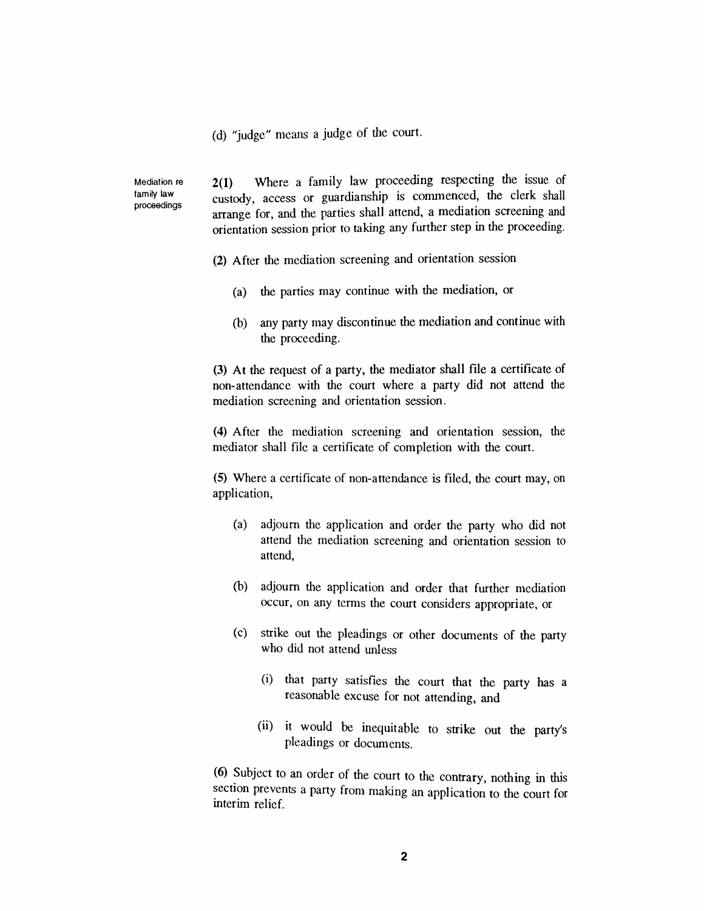(d) "judge" means a judge of the court.

Mediation re family law proceedings

**2(1)** Where a family law proceeding respecting the issue of custody, access or guardianship is commenced, the clerk shall arrange for, and the parties shall attend, a mediation screening and orientation session prior to taking any further step in the proceeding.

**(2)** After the mediation screening and orientation session

- (a) the parties may continue with the mediation, or
- (b) any party may discontinue the mediation and continue with the proceeding.

**(3)** At the request of a party, the mediator shall file a certificate of non-attendance with the court where a party did not attend the mediation screening and orientation session.

**(4)** After the mediation screening and orientation session, the mediator shall file a certificate of completion with the court.

**(5)** Where a certificate of non-attendance is filed, the court may, on application,

- (a) adjourn the application and order the party who did not attend the mediation screening and orientation session to attend,
- (b) adjourn the application and order that further mediation occur, on any terms the court considers appropriate, or
- (c) strike out the pleadings or other documents of the party who did not attend unless
  - (i) that party satisfies the court that the party has a reasonable excuse for not attending, and
  - (ii) it would be inequitable to strike out the party's pleadings or documents.

**(6)** Subject to an order of the court to the contrary, nothing in this section prevents a party from making an application to the court for interim relief.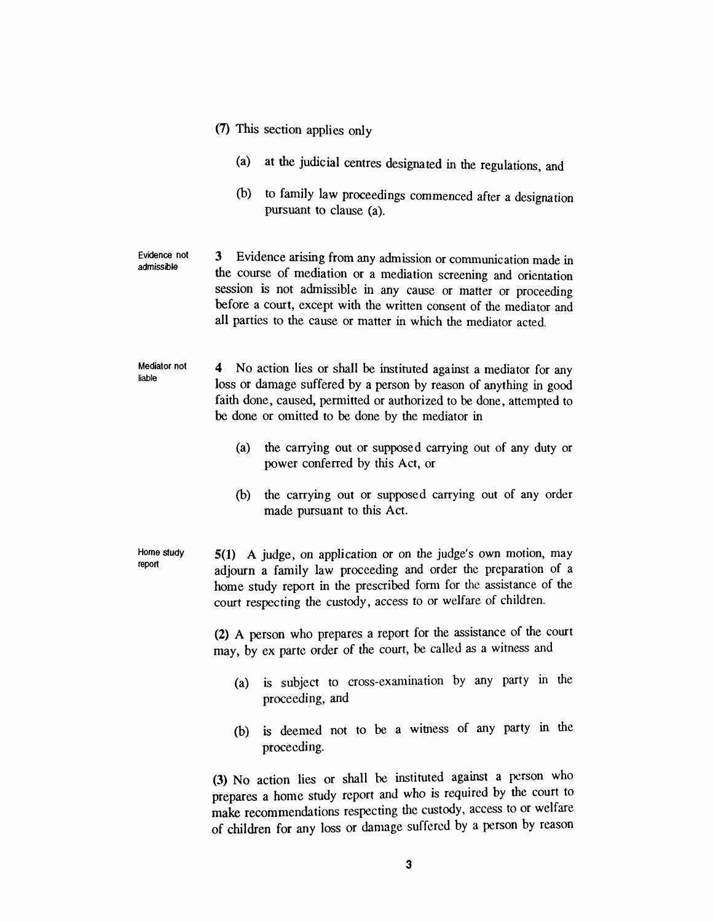**(7)** This section applies only

(a) at the judicial centres designated in the regulations, and

(b) to family law proceedings commenced after a designation pursuant to clause (a).

*Evidence not admissible*

**3** Evidence arising from any admission or communication made in the course of mediation or a mediation screening and orientation session is not admissible in any cause or matter or proceeding before a court, except with the written consent of the mediator and all parties to the cause or matter in which the mediator acted.

*Mediator not liable*

**4** No action lies or shall be instituted against a mediator for any loss or damage suffered by a person by reason of anything in good faith done, caused, permitted or authorized to be done, attempted to be done or omitted to be done by the mediator in

(a) the carrying out or supposed carrying out of any duty or power conferred by this Act, or

(b) the carrying out or supposed carrying out of any order made pursuant to this Act.

*Home study report*

**5(1)** A judge, on application or on the judge's own motion, may adjourn a family law proceeding and order the preparation of a home study report in the prescribed form for the assistance of the court respecting the custody, access to or welfare of children.

**(2)** A person who prepares a report for the assistance of the court may, by ex parte order of the court, be called as a witness and

(a) is subject to cross-examination by any party in the proceeding, and

(b) is deemed not to be a witness of any party in the proceeding.

**(3)** No action lies or shall be instituted against a person who prepares a home study report and who is required by the court to make recommendations respecting the custody, access to or welfare of children for any loss or damage suffered by a person by reason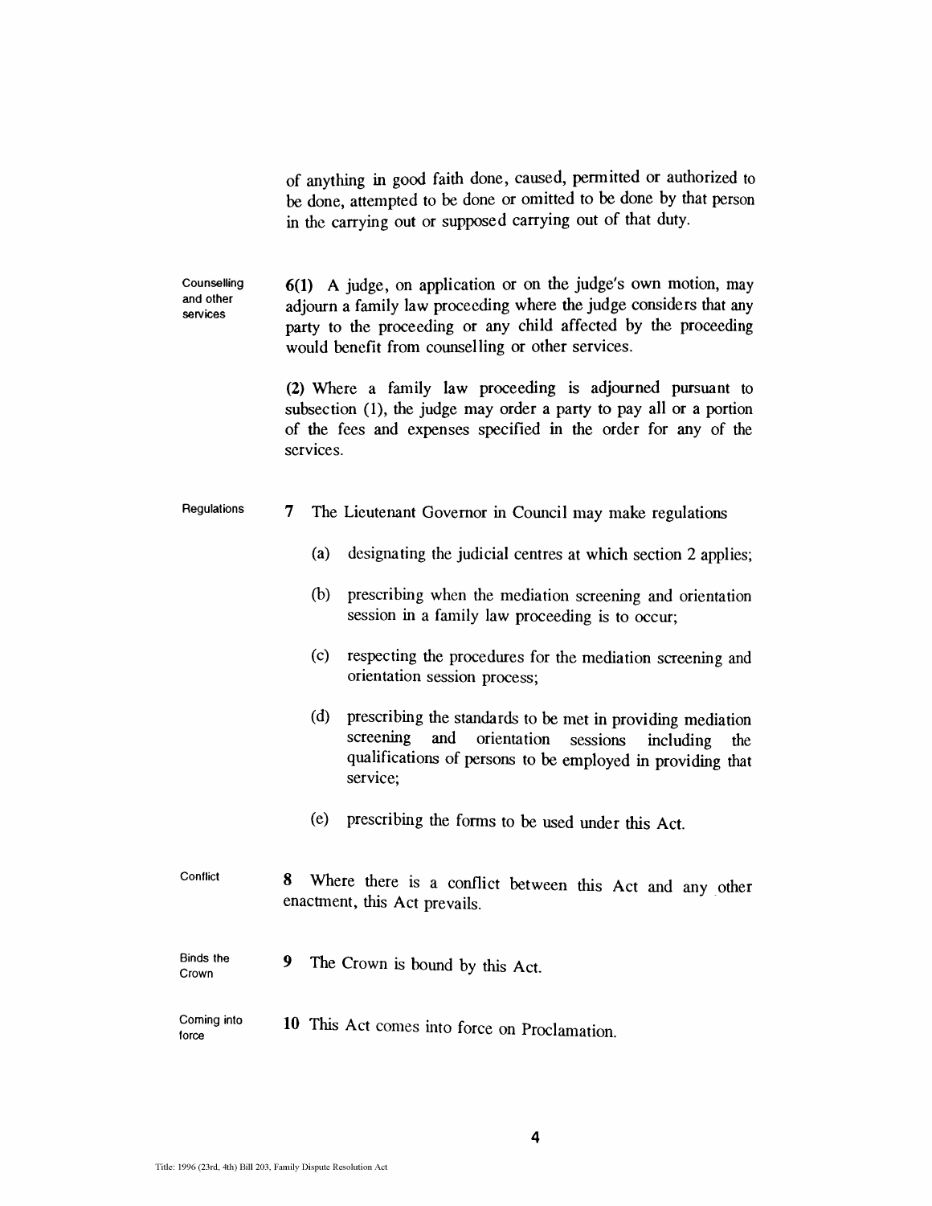of anything in good faith done, caused, permitted or authorized to be done, attempted to be done or omitted to be done by that person in the carrying out or supposed carrying out of that duty.

Counselling and other services

**6(1)** A judge, on application or on the judge's own motion, may adjourn a family law proceeding where the judge considers that any party to the proceeding or any child affected by the proceeding would benefit from counselling or other services.

**(2)** Where a family law proceeding is adjourned pursuant to subsection (1), the judge may order a party to pay all or a portion of the fees and expenses specified in the order for any of the services.

Regulations

**7** The Lieutenant Governor in Council may make regulations

(a) designating the judicial centres at which section 2 applies;

(b) prescribing when the mediation screening and orientation session in a family law proceeding is to occur;

(c) respecting the procedures for the mediation screening and orientation session process;

(d) prescribing the standards to be met in providing mediation screening and orientation sessions including the qualifications of persons to be employed in providing that service;

(e) prescribing the forms to be used under this Act.

Conflict

**8** Where there is a conflict between this Act and any other enactment, this Act prevails.

Binds the Crown

**9** The Crown is bound by this Act.

Coming into force

**10** This Act comes into force on Proclamation.